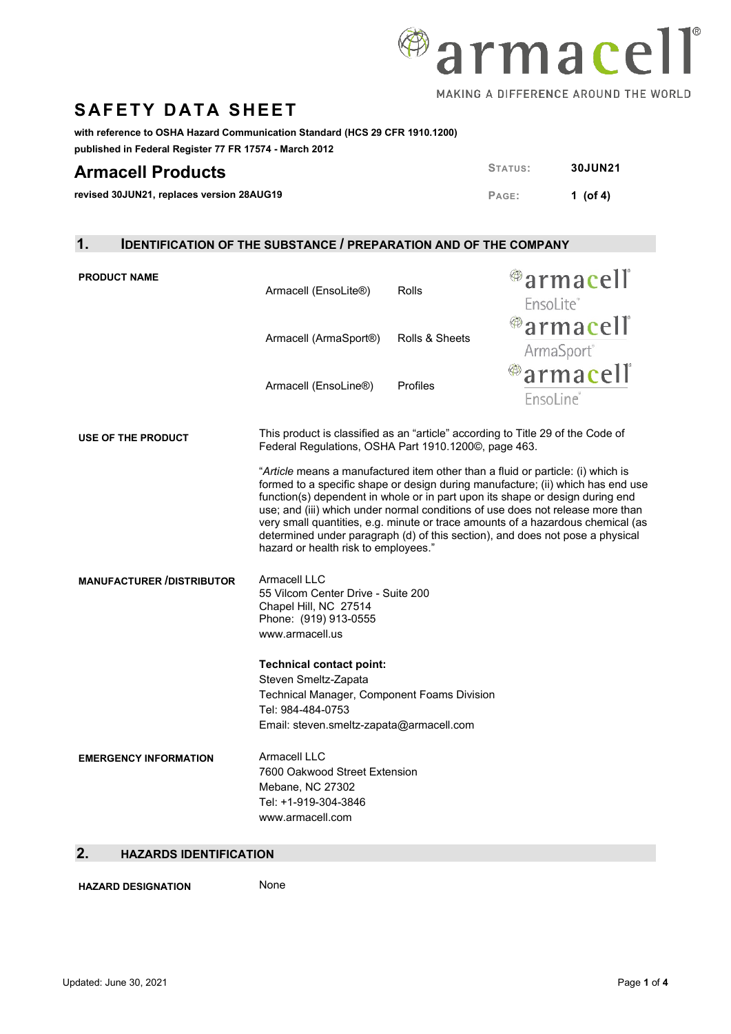# SAFETY DATA SHEET

**with reference to OSHA Hazard Communication Standard (HCS 29 CFR 1910.1200)**
**published in Federal Register 77 FR 17574 - March 2012**

## Armacell Products

**revised 30JUN21, replaces version 28AUG19**

| STATUS: | 30JUN21 |
|---|---|
| PAGE: | 1 (of 4) |

## 1. IDENTIFICATION OF THE SUBSTANCE / PREPARATION AND OF THE COMPANY

**PRODUCT NAME**

| Product | Form |
|---|---|
| Armacell (EnsoLite®) | Rolls |
| Armacell (ArmaSport®) | Rolls & Sheets |
| Armacell (EnsoLine®) | Profiles |

**USE OF THE PRODUCT**

This product is classified as an "article" according to Title 29 of the Code of Federal Regulations, OSHA Part 1910.1200©, page 463.

"*Article* means a manufactured item other than a fluid or particle: (i) which is formed to a specific shape or design during manufacture; (ii) which has end use function(s) dependent in whole or in part upon its shape or design during end use; and (iii) which under normal conditions of use does not release more than very small quantities, e.g. minute or trace amounts of a hazardous chemical (as determined under paragraph (d) of this section), and does not pose a physical hazard or health risk to employees."

**MANUFACTURER /DISTRIBUTOR**

Armacell LLC
55 Vilcom Center Drive - Suite 200
Chapel Hill, NC 27514
Phone: (919) 913-0555
www.armacell.us

**Technical contact point:**
Steven Smeltz-Zapata
Technical Manager, Component Foams Division
Tel: 984-484-0753
Email: steven.smeltz-zapata@armacell.com

**EMERGENCY INFORMATION**

Armacell LLC
7600 Oakwood Street Extension
Mebane, NC 27302
Tel: +1-919-304-3846
www.armacell.com

## 2. HAZARDS IDENTIFICATION

**HAZARD DESIGNATION** None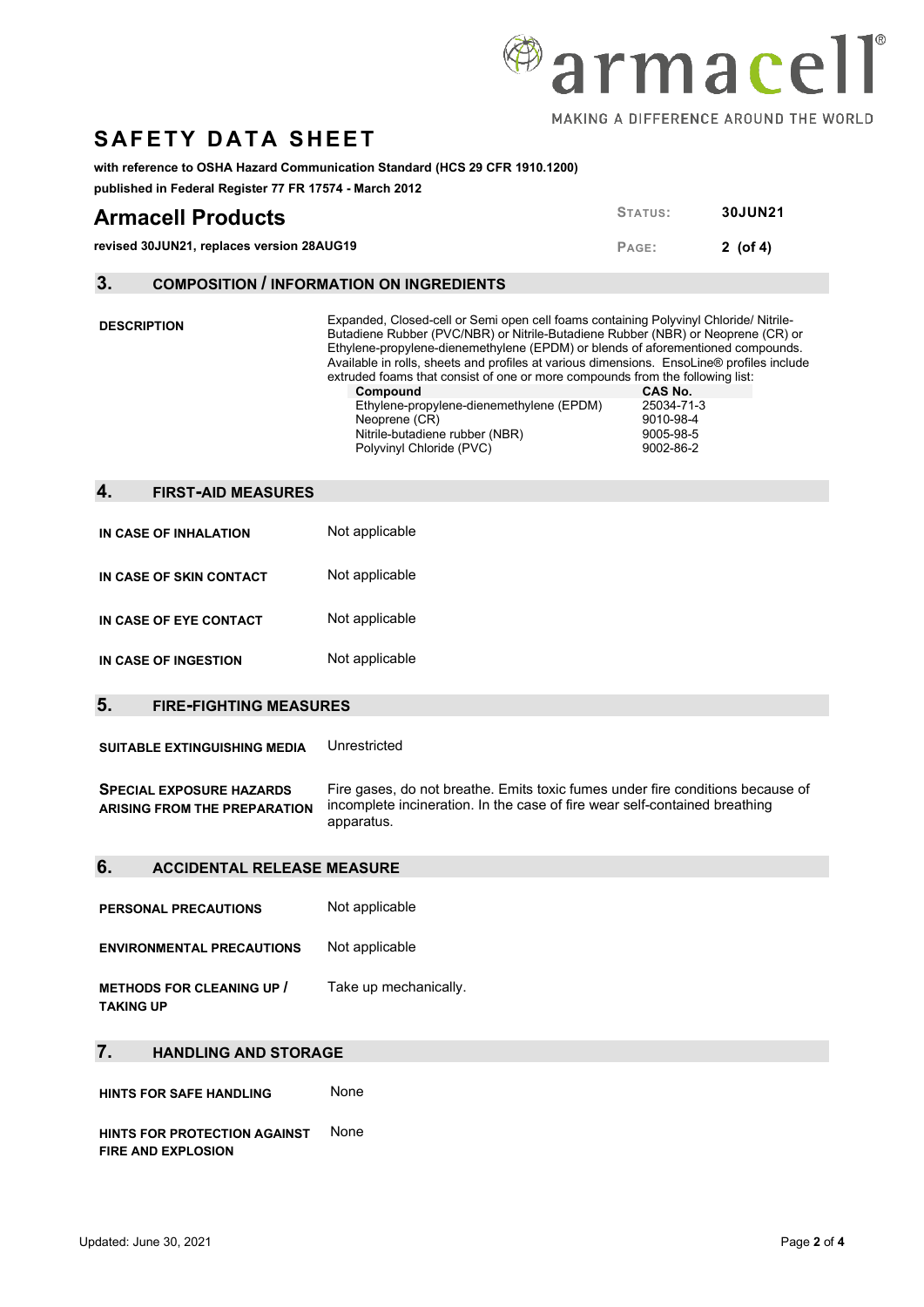# SAFETY DATA SHEET

**with reference to OSHA Hazard Communication Standard (HCS 29 CFR 1910.1200)**
**published in Federal Register 77 FR 17574 - March 2012**

## Armacell Products

**revised 30JUN21, replaces version 28AUG19**

| STATUS: | 30JUN21 |
|---|---|
| PAGE: | 2 (of 4) |

## 3. COMPOSITION / INFORMATION ON INGREDIENTS

**DESCRIPTION**

Expanded, Closed-cell or Semi open cell foams containing Polyvinyl Chloride/ Nitrile-Butadiene Rubber (PVC/NBR) or Nitrile-Butadiene Rubber (NBR) or Neoprene (CR) or Ethylene-propylene-dienemethylene (EPDM) or blends of aforementioned compounds. Available in rolls, sheets and profiles at various dimensions. EnsoLine® profiles include extruded foams that consist of one or more compounds from the following list:

| Compound | CAS No. |
|---|---|
| Ethylene-propylene-dienemethylene (EPDM) | 25034-71-3 |
| Neoprene (CR) | 9010-98-4 |
| Nitrile-butadiene rubber (NBR) | 9005-98-5 |
| Polyvinyl Chloride (PVC) | 9002-86-2 |

## 4. FIRST-AID MEASURES

**IN CASE OF INHALATION** Not applicable

**IN CASE OF SKIN CONTACT** Not applicable

**IN CASE OF EYE CONTACT** Not applicable

**IN CASE OF INGESTION** Not applicable

## 5. FIRE-FIGHTING MEASURES

**SUITABLE EXTINGUISHING MEDIA** Unrestricted

**SPECIAL EXPOSURE HAZARDS ARISING FROM THE PREPARATION** Fire gases, do not breathe. Emits toxic fumes under fire conditions because of incomplete incineration. In the case of fire wear self-contained breathing apparatus.

## 6. ACCIDENTAL RELEASE MEASURE

**PERSONAL PRECAUTIONS** Not applicable

**ENVIRONMENTAL PRECAUTIONS** Not applicable

**METHODS FOR CLEANING UP / TAKING UP** Take up mechanically.

## 7. HANDLING AND STORAGE

**HINTS FOR SAFE HANDLING** None

**HINTS FOR PROTECTION AGAINST FIRE AND EXPLOSION** None

Updated: June 30, 2021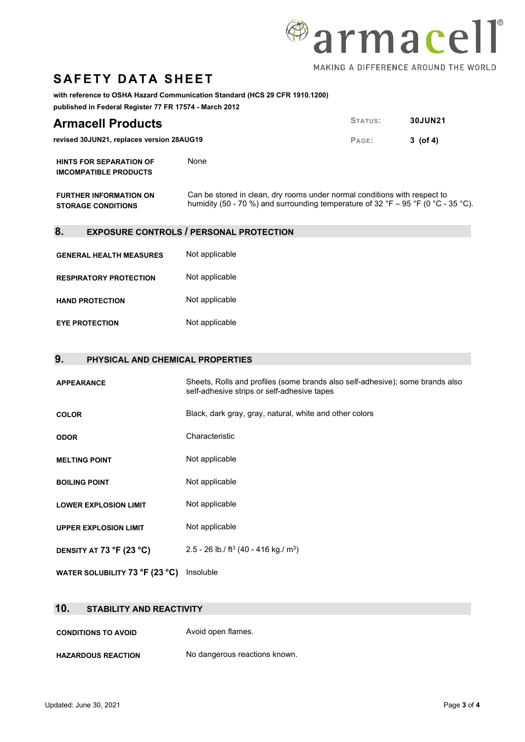| | |
|---|---|
| **HINTS FOR SEPARATION OF IMCOMPATIBLE PRODUCTS** | None |
| **FURTHER INFORMATION ON STORAGE CONDITIONS** | Can be stored in clean, dry rooms under normal conditions with respect to humidity (50 - 70 %) and surrounding temperature of 32 °F – 95 °F (0 °C - 35 °C). |

## 8. EXPOSURE CONTROLS / PERSONAL PROTECTION

| | |
|---|---|
| **GENERAL HEALTH MEASURES** | Not applicable |
| **RESPIRATORY PROTECTION** | Not applicable |
| **HAND PROTECTION** | Not applicable |
| **EYE PROTECTION** | Not applicable |

## 9. PHYSICAL AND CHEMICAL PROPERTIES

| | |
|---|---|
| **APPEARANCE** | Sheets, Rolls and profiles (some brands also self-adhesive); some brands also self-adhesive strips or self-adhesive tapes |
| **COLOR** | Black, dark gray, gray, natural, white and other colors |
| **ODOR** | Characteristic |
| **MELTING POINT** | Not applicable |
| **BOILING POINT** | Not applicable |
| **LOWER EXPLOSION LIMIT** | Not applicable |
| **UPPER EXPLOSION LIMIT** | Not applicable |
| **DENSITY AT 73 °F (23 °C)** | 2.5 - 26 lb./ $ft^3$ (40 - 416 kg./ $m^3$) |
| **WATER SOLUBILITY 73 °F (23 °C)** | Insoluble |

## 10. STABILITY AND REACTIVITY

| | |
|---|---|
| **CONDITIONS TO AVOID** | Avoid open flames. |
| **HAZARDOUS REACTION** | No dangerous reactions known. |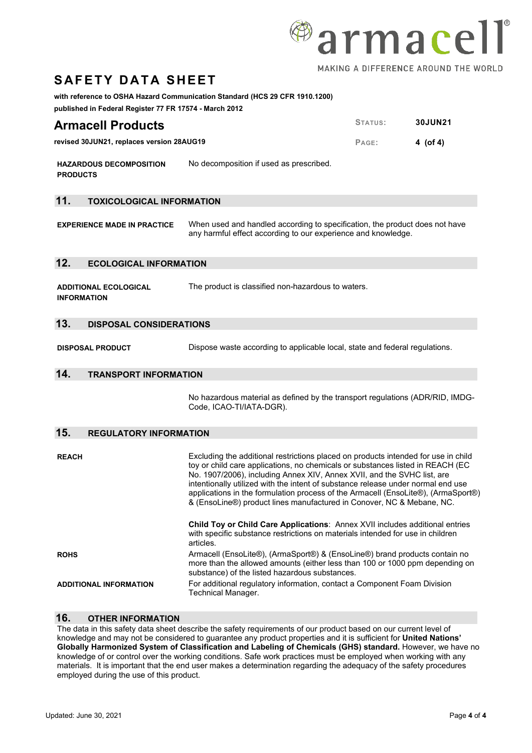| | |
|---|---|
| **HAZARDOUS DECOMPOSITION PRODUCTS** | No decomposition if used as prescribed. |

## 11. TOXICOLOGICAL INFORMATION

| | |
|---|---|
| **EXPERIENCE MADE IN PRACTICE** | When used and handled according to specification, the product does not have any harmful effect according to our experience and knowledge. |

## 12. ECOLOGICAL INFORMATION

| | |
|---|---|
| **ADDITIONAL ECOLOGICAL INFORMATION** | The product is classified non-hazardous to waters. |

## 13. DISPOSAL CONSIDERATIONS

| | |
|---|---|
| **DISPOSAL PRODUCT** | Dispose waste according to applicable local, state and federal regulations. |

## 14. TRANSPORT INFORMATION

No hazardous material as defined by the transport regulations (ADR/RID, IMDG-Code, ICAO-TI/IATA-DGR).

## 15. REGULATORY INFORMATION

| | |
|---|---|
| **REACH** | Excluding the additional restrictions placed on products intended for use in child toy or child care applications, no chemicals or substances listed in REACH (EC No. 1907/2006), including Annex XIV, Annex XVII, and the SVHC list, are intentionally utilized with the intent of substance release under normal end use applications in the formulation process of the Armacell (EnsoLite®), (ArmaSport®) & (EnsoLine®) product lines manufactured in Conover, NC & Mebane, NC.<br><br>**Child Toy or Child Care Applications**: Annex XVII includes additional entries with specific substance restrictions on materials intended for use in children articles. |
| **ROHS** | Armacell (EnsoLite®), (ArmaSport®) & (EnsoLine®) brand products contain no more than the allowed amounts (either less than 100 or 1000 ppm depending on substance) of the listed hazardous substances. |
| **ADDITIONAL INFORMATION** | For additional regulatory information, contact a Component Foam Division Technical Manager. |

## 16. OTHER INFORMATION

The data in this safety data sheet describe the safety requirements of our product based on our current level of knowledge and may not be considered to guarantee any product properties and it is sufficient for **United Nations' Globally Harmonized System of Classification and Labeling of Chemicals (GHS) standard.** However, we have no knowledge of or control over the working conditions. Safe work practices must be employed when working with any materials. It is important that the end user makes a determination regarding the adequacy of the safety procedures employed during the use of this product.